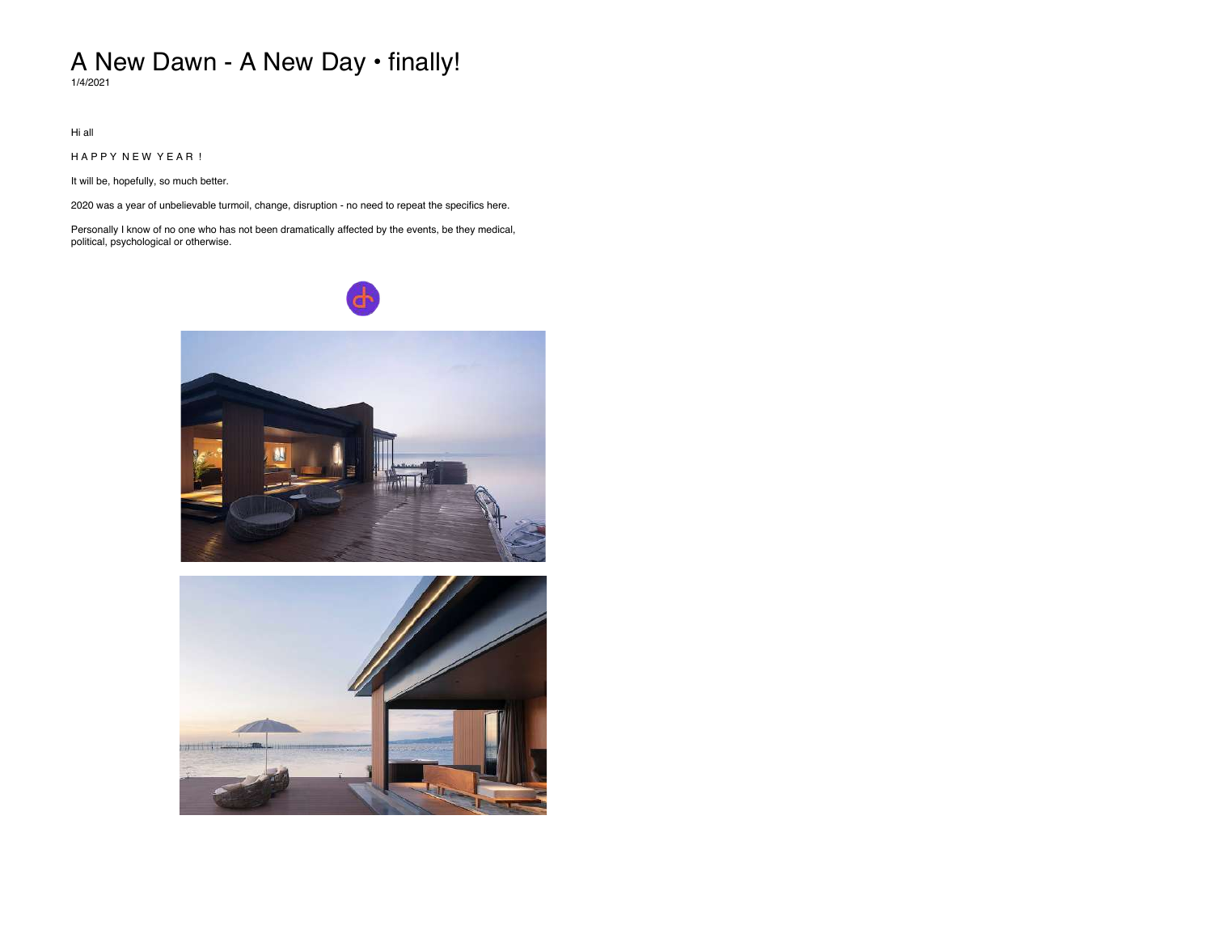# A New Dawn - A New Day • finally!

1/4/2021

Hi all

H A P P Y  N E W  Y E A R !

It will be, hopefully, so much better.

2020 was a year of unbelievable turmoil, change, disruption - no need to repeat the specifics here.

Personally I know of no one who has not been dramatically affected by the events, be they medical, political, psychological or otherwise.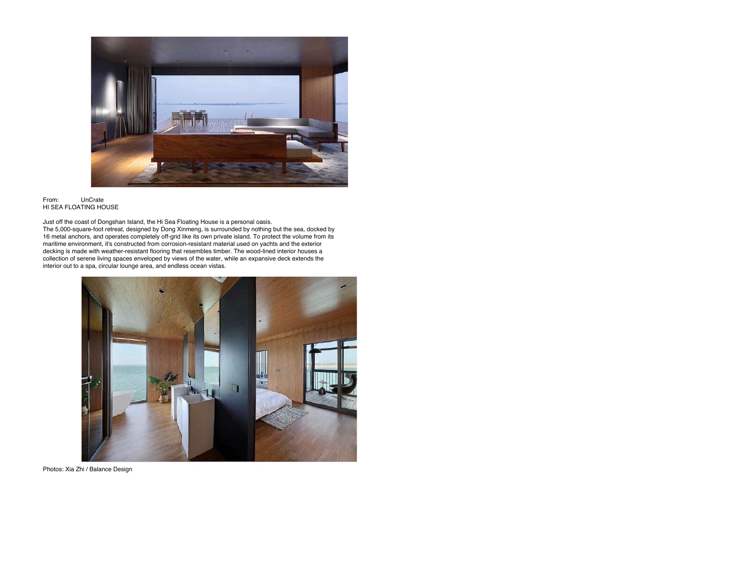From: UnCrate
HI SEA FLOATING HOUSE

Just off the coast of Dongshan Island, the Hi Sea Floating House is a personal oasis.
The 5,000-square-foot retreat, designed by Dong Xinmeng, is surrounded by nothing but the sea, docked by 16 metal anchors, and operates completely off-grid like its own private island. To protect the volume from its maritime environment, it's constructed from corrosion-resistant material used on yachts and the exterior decking is made with weather-resistant flooring that resembles timber. The wood-lined interior houses a collection of serene living spaces enveloped by views of the water, while an expansive deck extends the interior out to a spa, circular lounge area, and endless ocean vistas.

Photos: Xia Zhi / Balance Design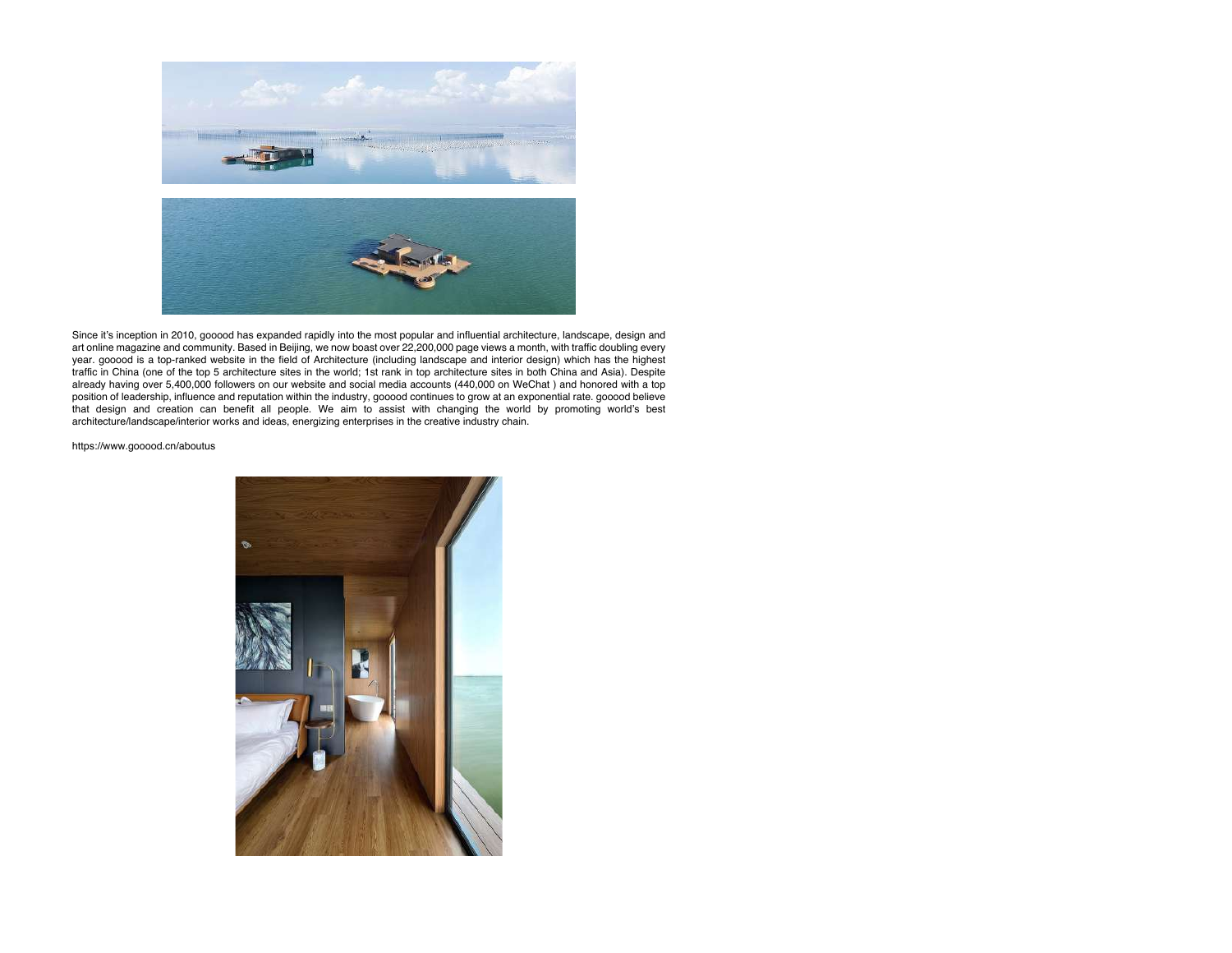Since it's inception in 2010, gooood has expanded rapidly into the most popular and influential architecture, landscape, design and art online magazine and community. Based in Beijing, we now boast over 22,200,000 page views a month, with traffic doubling every year. gooood is a top-ranked website in the field of Architecture (including landscape and interior design) which has the highest traffic in China (one of the top 5 architecture sites in the world; 1st rank in top architecture sites in both China and Asia). Despite already having over 5,400,000 followers on our website and social media accounts (440,000 on WeChat ) and honored with a top position of leadership, influence and reputation within the industry, gooood continues to grow at an exponential rate. gooood believe that design and creation can benefit all people. We aim to assist with changing the world by promoting world's best architecture/landscape/interior works and ideas, energizing enterprises in the creative industry chain.

https://www.gooood.cn/aboutus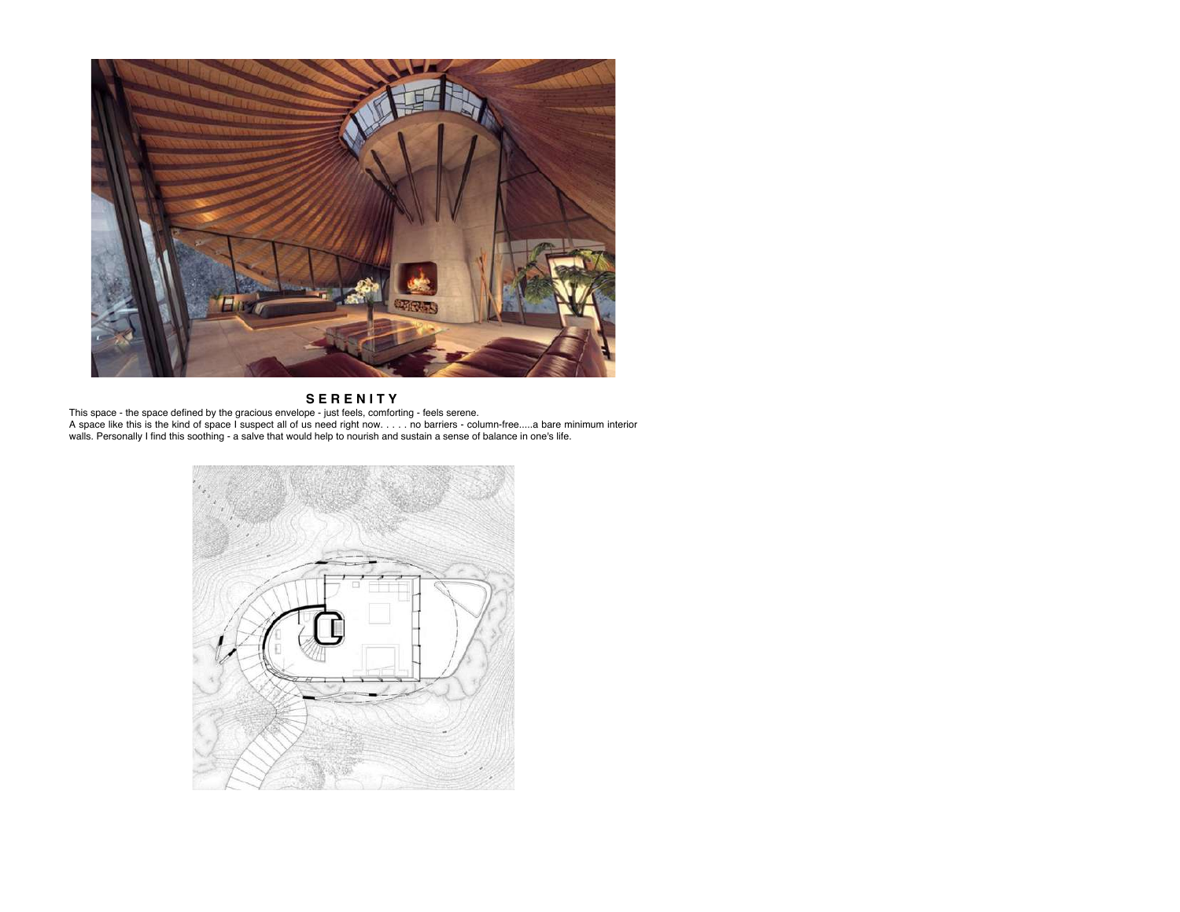## S E R E N I T Y

This space - the space defined by the gracious envelope - just feels, comforting - feels serene.
A space like this is the kind of space I suspect all of us need right now. . . . . no barriers - column-free.....a bare minimum interior walls. Personally I find this soothing - a salve that would help to nourish and sustain a sense of balance in one's life.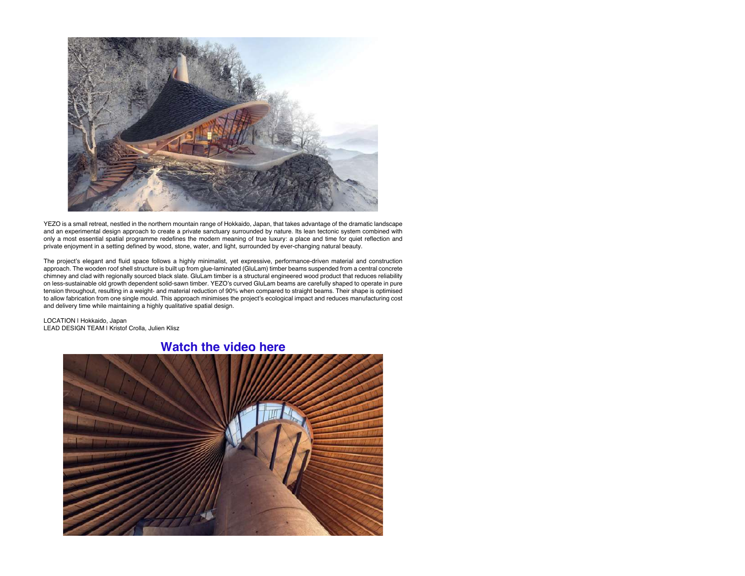YEZO is a small retreat, nestled in the northern mountain range of Hokkaido, Japan, that takes advantage of the dramatic landscape and an experimental design approach to create a private sanctuary surrounded by nature. Its lean tectonic system combined with only a most essential spatial programme redefines the modern meaning of true luxury: a place and time for quiet reflection and private enjoyment in a setting defined by wood, stone, water, and light, surrounded by ever-changing natural beauty.

The project's elegant and fluid space follows a highly minimalist, yet expressive, performance-driven material and construction approach. The wooden roof shell structure is built up from glue-laminated (GluLam) timber beams suspended from a central concrete chimney and clad with regionally sourced black slate. GluLam timber is a structural engineered wood product that reduces reliability on less-sustainable old growth dependent solid-sawn timber. YEZO's curved GluLam beams are carefully shaped to operate in pure tension throughout, resulting in a weight- and material reduction of 90% when compared to straight beams. Their shape is optimised to allow fabrication from one single mould. This approach minimises the project's ecological impact and reduces manufacturing cost and delivery time while maintaining a highly qualitative spatial design.

LOCATION | Hokkaido, Japan
LEAD DESIGN TEAM | Kristof Crolla, Julien Klisz

**Watch the video here**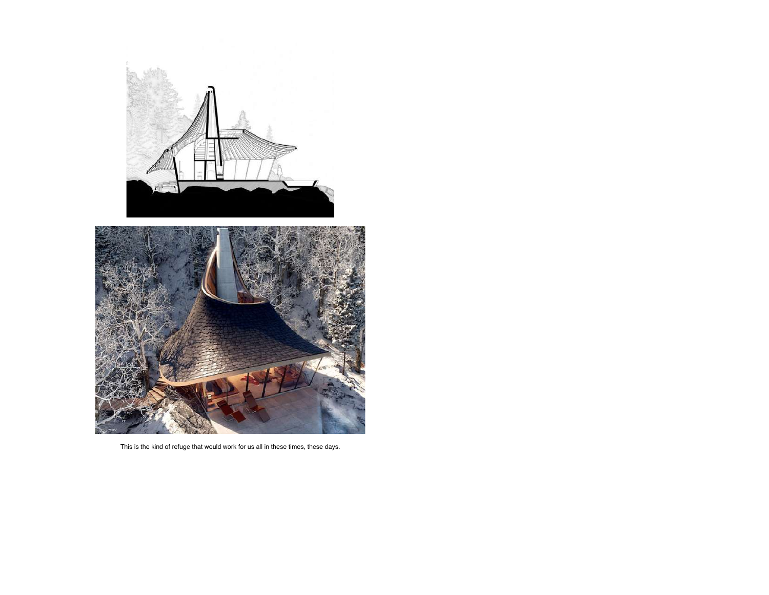This is the kind of refuge that would work for us all in these times, these days.